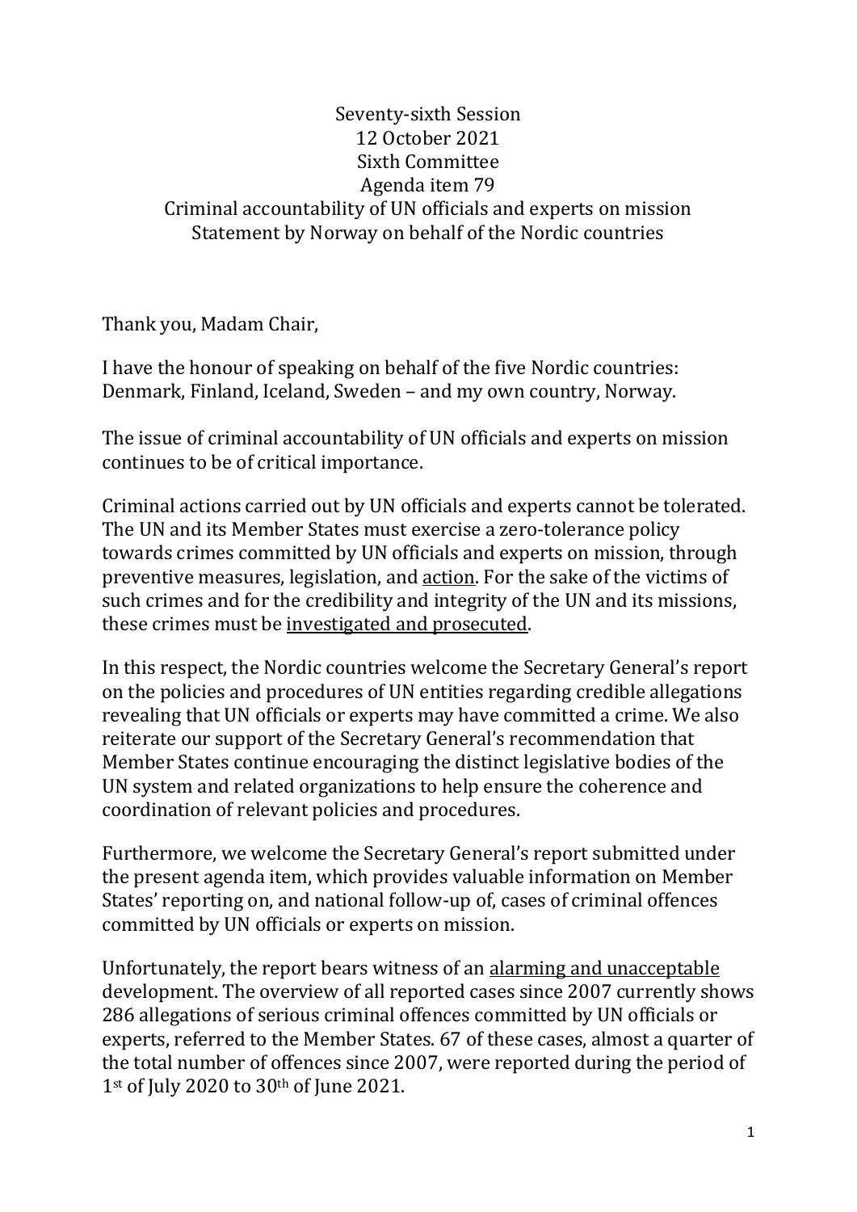Seventy-sixth Session
12 October 2021
Sixth Committee
Agenda item 79
Criminal accountability of UN officials and experts on mission
Statement by Norway on behalf of the Nordic countries

Thank you, Madam Chair,

I have the honour of speaking on behalf of the five Nordic countries: Denmark, Finland, Iceland, Sweden – and my own country, Norway.

The issue of criminal accountability of UN officials and experts on mission continues to be of critical importance.

Criminal actions carried out by UN officials and experts cannot be tolerated. The UN and its Member States must exercise a zero-tolerance policy towards crimes committed by UN officials and experts on mission, through preventive measures, legislation, and <u>action</u>. For the sake of the victims of such crimes and for the credibility and integrity of the UN and its missions, these crimes must be <u>investigated and prosecuted</u>.

In this respect, the Nordic countries welcome the Secretary General's report on the policies and procedures of UN entities regarding credible allegations revealing that UN officials or experts may have committed a crime. We also reiterate our support of the Secretary General's recommendation that Member States continue encouraging the distinct legislative bodies of the UN system and related organizations to help ensure the coherence and coordination of relevant policies and procedures.

Furthermore, we welcome the Secretary General's report submitted under the present agenda item, which provides valuable information on Member States' reporting on, and national follow-up of, cases of criminal offences committed by UN officials or experts on mission.

Unfortunately, the report bears witness of an <u>alarming and unacceptable</u> development. The overview of all reported cases since 2007 currently shows 286 allegations of serious criminal offences committed by UN officials or experts, referred to the Member States. 67 of these cases, almost a quarter of the total number of offences since 2007, were reported during the period of 1st of July 2020 to 30th of June 2021.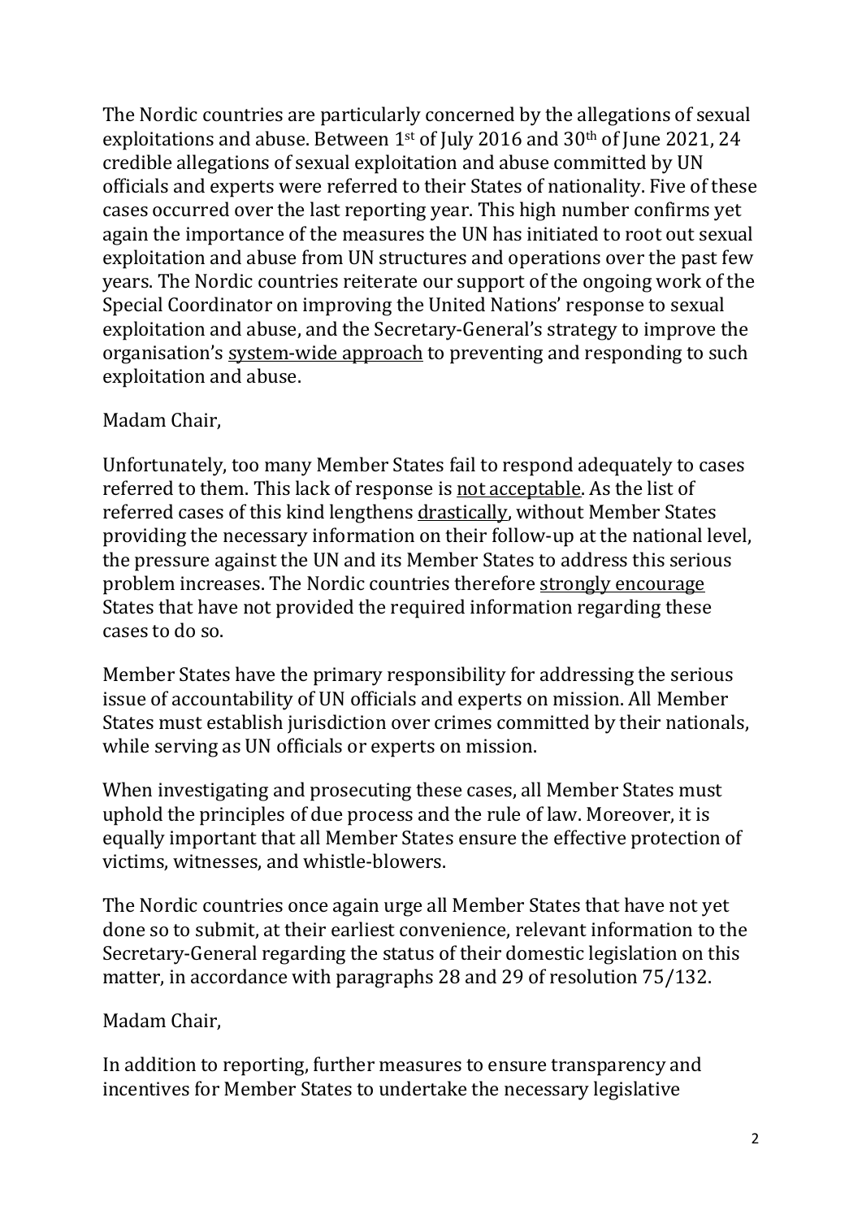The Nordic countries are particularly concerned by the allegations of sexual exploitations and abuse. Between 1st of July 2016 and 30th of June 2021, 24 credible allegations of sexual exploitation and abuse committed by UN officials and experts were referred to their States of nationality. Five of these cases occurred over the last reporting year. This high number confirms yet again the importance of the measures the UN has initiated to root out sexual exploitation and abuse from UN structures and operations over the past few years. The Nordic countries reiterate our support of the ongoing work of the Special Coordinator on improving the United Nations' response to sexual exploitation and abuse, and the Secretary-General's strategy to improve the organisation's <u>system-wide approach</u> to preventing and responding to such exploitation and abuse.

Madam Chair,

Unfortunately, too many Member States fail to respond adequately to cases referred to them. This lack of response is <u>not acceptable</u>. As the list of referred cases of this kind lengthens <u>drastically</u>, without Member States providing the necessary information on their follow-up at the national level, the pressure against the UN and its Member States to address this serious problem increases. The Nordic countries therefore <u>strongly encourage</u> States that have not provided the required information regarding these cases to do so.

Member States have the primary responsibility for addressing the serious issue of accountability of UN officials and experts on mission. All Member States must establish jurisdiction over crimes committed by their nationals, while serving as UN officials or experts on mission.

When investigating and prosecuting these cases, all Member States must uphold the principles of due process and the rule of law. Moreover, it is equally important that all Member States ensure the effective protection of victims, witnesses, and whistle-blowers.

The Nordic countries once again urge all Member States that have not yet done so to submit, at their earliest convenience, relevant information to the Secretary-General regarding the status of their domestic legislation on this matter, in accordance with paragraphs 28 and 29 of resolution 75/132.

Madam Chair,

In addition to reporting, further measures to ensure transparency and incentives for Member States to undertake the necessary legislative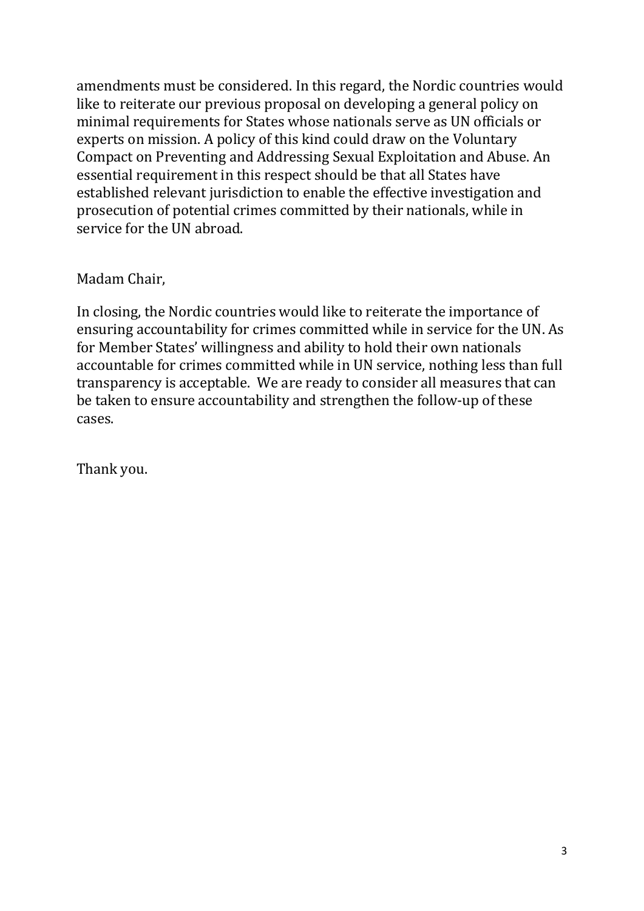amendments must be considered. In this regard, the Nordic countries would like to reiterate our previous proposal on developing a general policy on minimal requirements for States whose nationals serve as UN officials or experts on mission. A policy of this kind could draw on the Voluntary Compact on Preventing and Addressing Sexual Exploitation and Abuse. An essential requirement in this respect should be that all States have established relevant jurisdiction to enable the effective investigation and prosecution of potential crimes committed by their nationals, while in service for the UN abroad.

Madam Chair,

In closing, the Nordic countries would like to reiterate the importance of ensuring accountability for crimes committed while in service for the UN. As for Member States' willingness and ability to hold their own nationals accountable for crimes committed while in UN service, nothing less than full transparency is acceptable. We are ready to consider all measures that can be taken to ensure accountability and strengthen the follow-up of these cases.

Thank you.